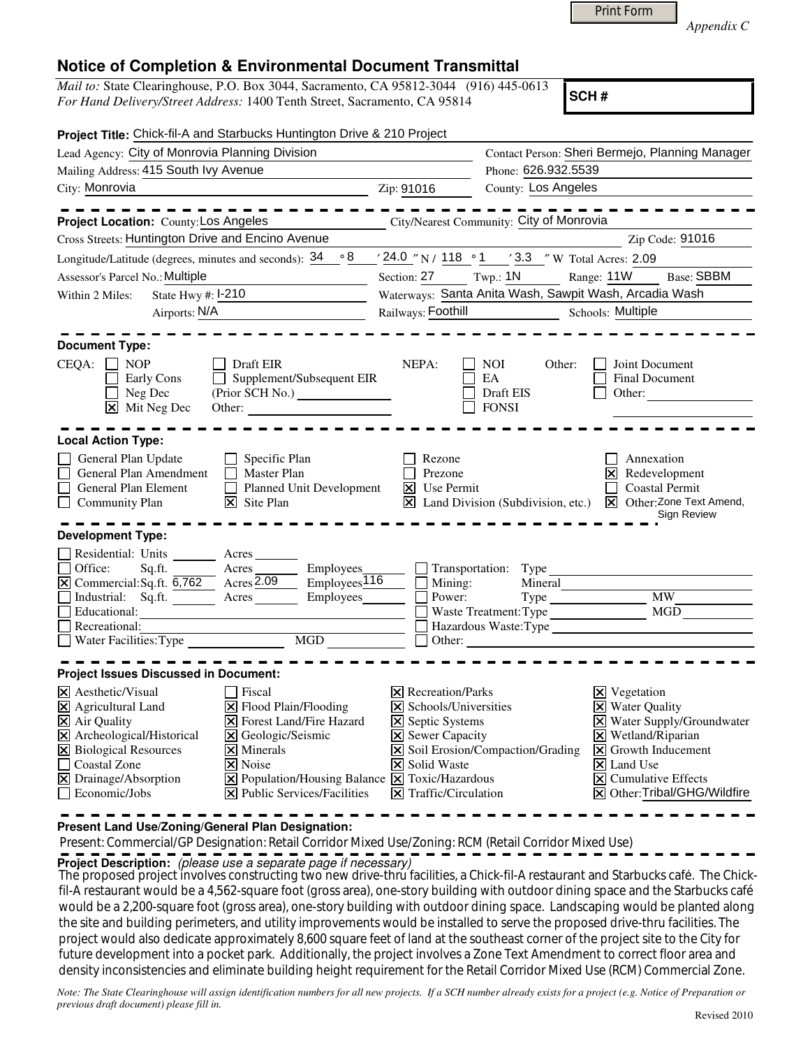*Appendix C*

# Notice of Completion & Environmental Document Transmittal

*Mail to:* State Clearinghouse, P.O. Box 3044, Sacramento, CA 95812-3044 (916) 445-0613
*For Hand Delivery/Street Address:* 1400 Tenth Street, Sacramento, CA 95814

**SCH #**

**Project Title:** Chick-fil-A and Starbucks Huntington Drive & 210 Project

Lead Agency: City of Monrovia Planning Division
Contact Person: Sheri Bermejo, Planning Manager
Mailing Address: 415 South Ivy Avenue
Phone: 626.932.5539
City: Monrovia Zip: 91016
County: Los Angeles

**Project Location:** County: Los Angeles City/Nearest Community: City of Monrovia
Cross Streets: Huntington Drive and Encino Avenue Zip Code: 91016
Longitude/Latitude (degrees, minutes and seconds): 34 ° 8 ′ 24.0 ″ N / 118 ° 1 ′ 3.3 ″ W Total Acres: 2.09
Assessor's Parcel No.: Multiple Section: 27 Twp.: 1N Range: 11W Base: SBBM
Within 2 Miles: State Hwy #: I-210 Waterways: Santa Anita Wash, Sawpit Wash, Arcadia Wash
Airports: N/A Railways: Foothill Schools: Multiple

**Document Type:**

CEQA:
- [ ] NOP
- [ ] Early Cons
- [ ] Neg Dec
- [x] Mit Neg Dec
- [ ] Draft EIR
- [ ] Supplement/Subsequent EIR (Prior SCH No.) ______
- [ ] Other: ______

NEPA:
- [ ] NOI
- [ ] EA
- [ ] Draft EIS
- [ ] FONSI

Other:
- [ ] Joint Document
- [ ] Final Document
- [ ] Other: ______

**Local Action Type:**

- [ ] General Plan Update
- [ ] General Plan Amendment
- [ ] General Plan Element
- [ ] Community Plan
- [ ] Specific Plan
- [ ] Master Plan
- [ ] Planned Unit Development
- [x] Site Plan
- [ ] Rezone
- [ ] Prezone
- [x] Use Permit
- [x] Land Division (Subdivision, etc.)
- [ ] Annexation
- [x] Redevelopment
- [ ] Coastal Permit
- [x] Other: Zone Text Amend, Sign Review

**Development Type:**

- [ ] Residential: Units ______ Acres ______
- [ ] Office: Sq.ft. ______ Acres ______ Employees ______
- [x] Commercial: Sq.ft. 6,762 Acres 2.09 Employees 116
- [ ] Industrial: Sq.ft. ______ Acres ______ Employees ______
- [ ] Educational: ______
- [ ] Recreational: ______
- [ ] Water Facilities: Type ______ MGD ______
- [ ] Transportation: Type ______
- [ ] Mining: Mineral ______
- [ ] Power: Type ______ MW ______
- [ ] Waste Treatment: Type ______ MGD ______
- [ ] Hazardous Waste: Type ______
- [ ] Other: ______

**Project Issues Discussed in Document:**

- [x] Aesthetic/Visual
- [x] Agricultural Land
- [x] Air Quality
- [x] Archeological/Historical
- [x] Biological Resources
- [ ] Coastal Zone
- [x] Drainage/Absorption
- [ ] Economic/Jobs
- [ ] Fiscal
- [x] Flood Plain/Flooding
- [x] Forest Land/Fire Hazard
- [x] Geologic/Seismic
- [x] Minerals
- [x] Noise
- [x] Population/Housing Balance
- [x] Public Services/Facilities
- [x] Recreation/Parks
- [x] Schools/Universities
- [x] Septic Systems
- [x] Sewer Capacity
- [x] Soil Erosion/Compaction/Grading
- [x] Solid Waste
- [x] Toxic/Hazardous
- [x] Traffic/Circulation
- [x] Vegetation
- [x] Water Quality
- [x] Water Supply/Groundwater
- [x] Wetland/Riparian
- [x] Growth Inducement
- [x] Land Use
- [x] Cumulative Effects
- [x] Other: Tribal/GHG/Wildfire

**Present Land Use/Zoning/General Plan Designation:**
Present: Commercial/GP Designation: Retail Corridor Mixed Use/Zoning: RCM (Retail Corridor Mixed Use)

**Project Description:** *(please use a separate page if necessary)*
The proposed project involves constructing two new drive-thru facilities, a Chick-fil-A restaurant and Starbucks café. The Chick-fil-A restaurant would be a 4,562-square foot (gross area), one-story building with outdoor dining space and the Starbucks café would be a 2,200-square foot (gross area), one-story building with outdoor dining space. Landscaping would be planted along the site and building perimeters, and utility improvements would be installed to serve the proposed drive-thru facilities. The project would also dedicate approximately 8,600 square feet of land at the southeast corner of the project site to the City for future development into a pocket park. Additionally, the project involves a Zone Text Amendment to correct floor area and density inconsistencies and eliminate building height requirement for the Retail Corridor Mixed Use (RCM) Commercial Zone.

*Note: The State Clearinghouse will assign identification numbers for all new projects. If a SCH number already exists for a project (e.g. Notice of Preparation or previous draft document) please fill in.*

Revised 2010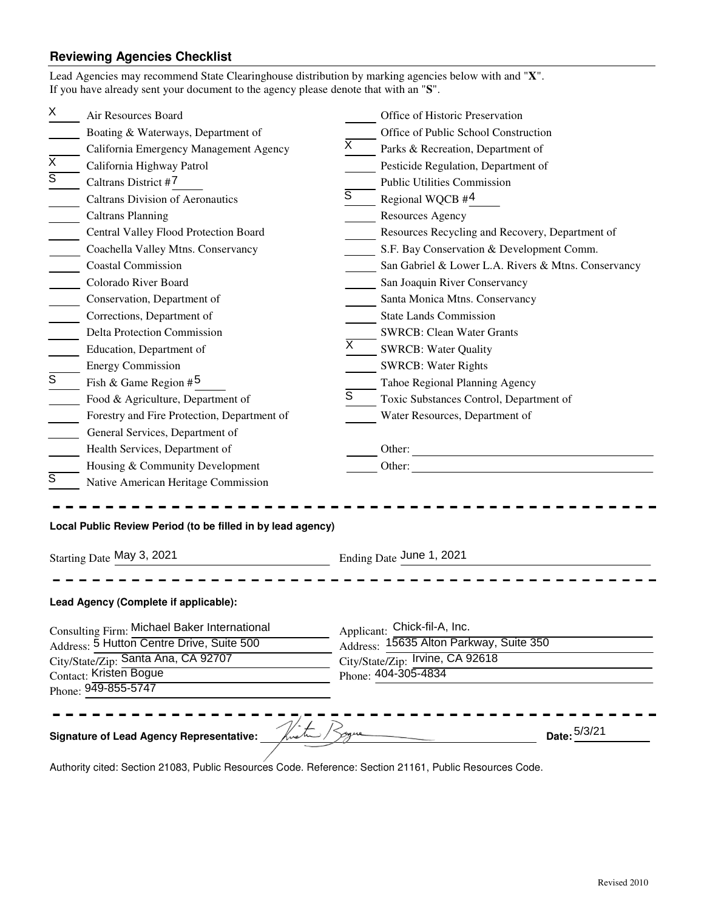## Reviewing Agencies Checklist

Lead Agencies may recommend State Clearinghouse distribution by marking agencies below with and "**X**".
If you have already sent your document to the agency please denote that with an "**S**".

| | | | |
|---|---|---|---|
| X | Air Resources Board | | Office of Historic Preservation |
| | Boating & Waterways, Department of | | Office of Public School Construction |
| | California Emergency Management Agency | X | Parks & Recreation, Department of |
| X | California Highway Patrol | | Pesticide Regulation, Department of |
| S | Caltrans District # 7 | | Public Utilities Commission |
| | Caltrans Division of Aeronautics | S | Regional WQCB # 4 |
| | Caltrans Planning | | Resources Agency |
| | Central Valley Flood Protection Board | | Resources Recycling and Recovery, Department of |
| | Coachella Valley Mtns. Conservancy | | S.F. Bay Conservation & Development Comm. |
| | Coastal Commission | | San Gabriel & Lower L.A. Rivers & Mtns. Conservancy |
| | Colorado River Board | | San Joaquin River Conservancy |
| | Conservation, Department of | | Santa Monica Mtns. Conservancy |
| | Corrections, Department of | | State Lands Commission |
| | Delta Protection Commission | | SWRCB: Clean Water Grants |
| | Education, Department of | X | SWRCB: Water Quality |
| | Energy Commission | | SWRCB: Water Rights |
| S | Fish & Game Region # 5 | | Tahoe Regional Planning Agency |
| | Food & Agriculture, Department of | S | Toxic Substances Control, Department of |
| | Forestry and Fire Protection, Department of | | Water Resources, Department of |
| | General Services, Department of | | |
| | Health Services, Department of | | Other: |
| | Housing & Community Development | | Other: |
| S | Native American Heritage Commission | | |

---

**Local Public Review Period (to be filled in by lead agency)**

Starting Date May 3, 2021 Ending Date June 1, 2021

---

**Lead Agency (Complete if applicable):**

Consulting Firm: Michael Baker International
Address: 5 Hutton Centre Drive, Suite 500
City/State/Zip: Santa Ana, CA 92707
Contact: Kristen Bogue
Phone: 949-855-5747

Applicant: Chick-fil-A, Inc.
Address: 15635 Alton Parkway, Suite 350
City/State/Zip: Irvine, CA 92618
Phone: 404-305-4834

---

**Signature of Lead Agency Representative:** Kristen Bogue **Date:** 5/3/21

Authority cited: Section 21083, Public Resources Code. Reference: Section 21161, Public Resources Code.

Revised 2010